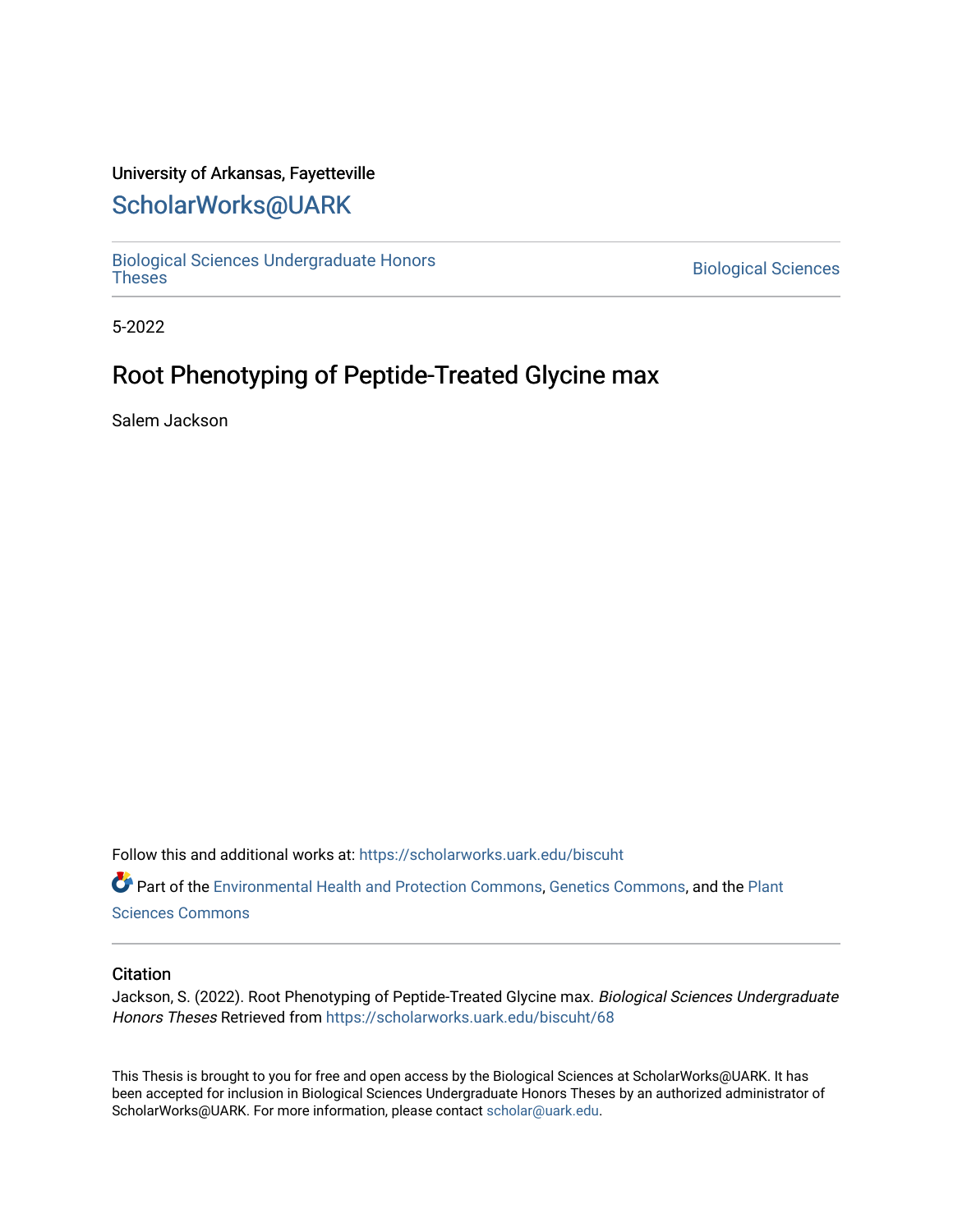University of Arkansas, Fayetteville

# ScholarWorks@UARK

Biological Sciences Undergraduate Honors Theses

Biological Sciences

5-2022

## Root Phenotyping of Peptide-Treated Glycine max

Salem Jackson

Follow this and additional works at: https://scholarworks.uark.edu/biscuht

Part of the Environmental Health and Protection Commons, Genetics Commons, and the Plant Sciences Commons

### Citation

Jackson, S. (2022). Root Phenotyping of Peptide-Treated Glycine max. *Biological Sciences Undergraduate Honors Theses* Retrieved from https://scholarworks.uark.edu/biscuht/68

This Thesis is brought to you for free and open access by the Biological Sciences at ScholarWorks@UARK. It has been accepted for inclusion in Biological Sciences Undergraduate Honors Theses by an authorized administrator of ScholarWorks@UARK. For more information, please contact scholar@uark.edu.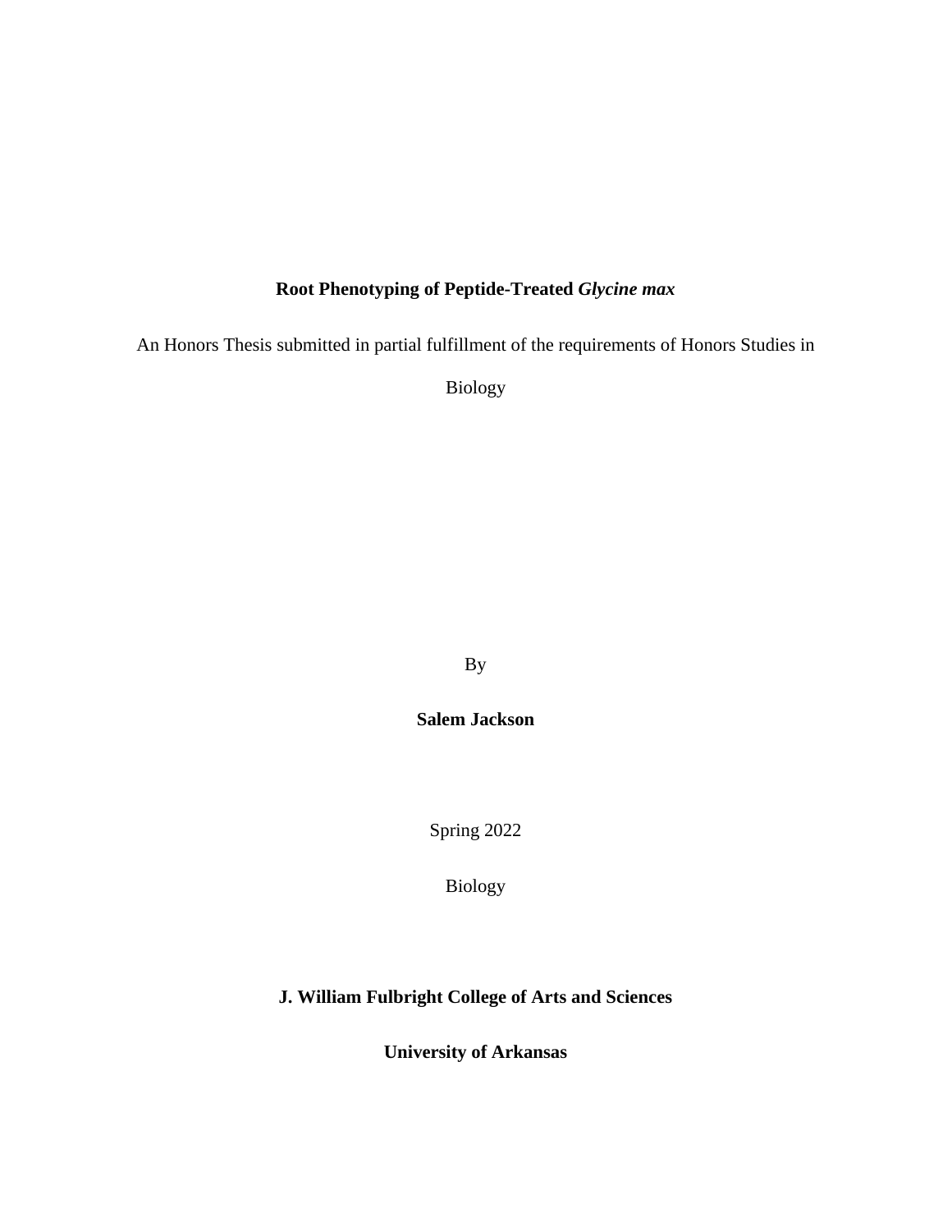**Root Phenotyping of Peptide-Treated *Glycine max***

An Honors Thesis submitted in partial fulfillment of the requirements of Honors Studies in Biology

By

**Salem Jackson**

Spring 2022

Biology

**J. William Fulbright College of Arts and Sciences**

**University of Arkansas**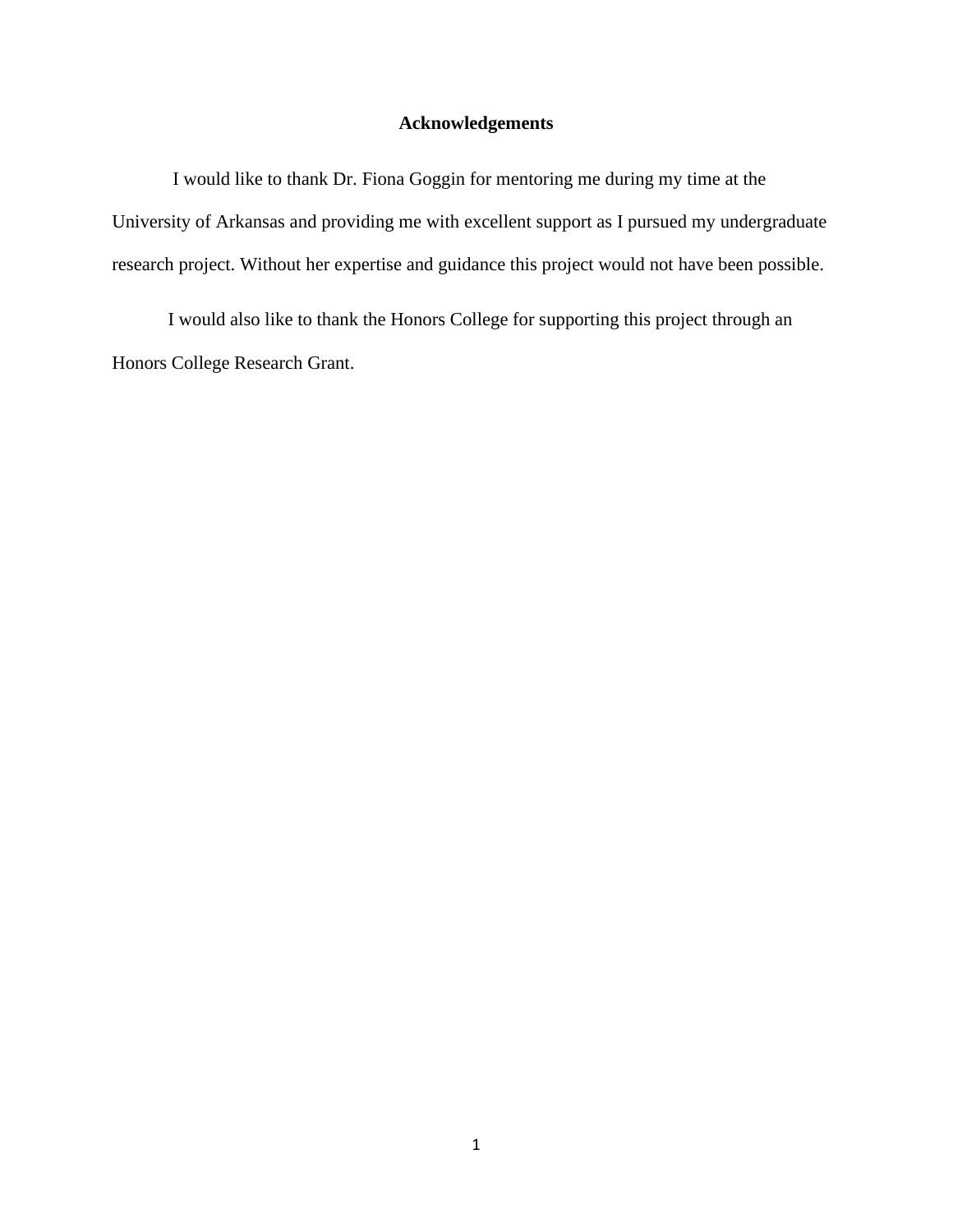# Acknowledgements

I would like to thank Dr. Fiona Goggin for mentoring me during my time at the University of Arkansas and providing me with excellent support as I pursued my undergraduate research project. Without her expertise and guidance this project would not have been possible.

I would also like to thank the Honors College for supporting this project through an Honors College Research Grant.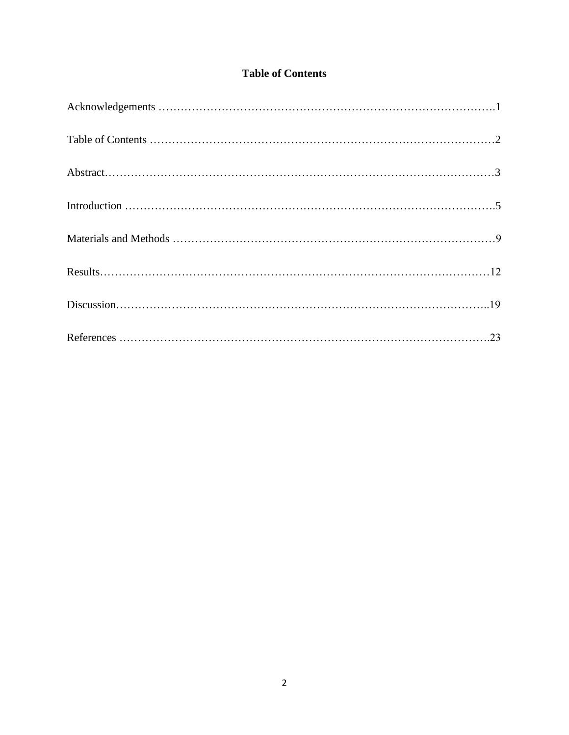# Table of Contents

Acknowledgements ……………………………………………………………………………….1

Table of Contents ………………………………………………………………………………2

Abstract……………………………………………………………………………………………3

Introduction ………………………………………………………………………………………5

Materials and Methods ……………………………………………………………………………9

Results……………………………………………………………………………………………12

Discussion………………………………………………………………………………………..19

References ……………………………………………………………………………………….23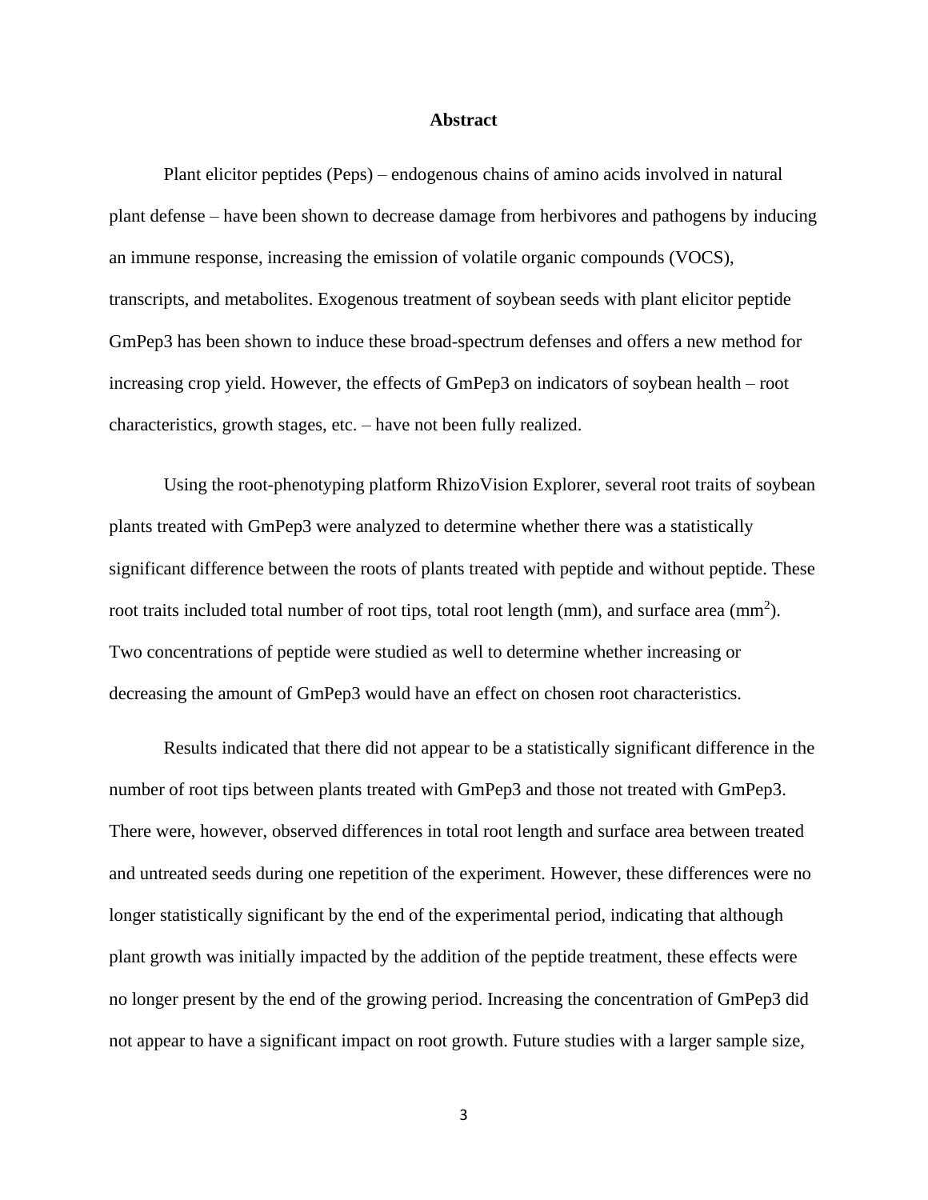# Abstract

Plant elicitor peptides (Peps) – endogenous chains of amino acids involved in natural plant defense – have been shown to decrease damage from herbivores and pathogens by inducing an immune response, increasing the emission of volatile organic compounds (VOCS), transcripts, and metabolites. Exogenous treatment of soybean seeds with plant elicitor peptide GmPep3 has been shown to induce these broad-spectrum defenses and offers a new method for increasing crop yield. However, the effects of GmPep3 on indicators of soybean health – root characteristics, growth stages, etc. – have not been fully realized.

Using the root-phenotyping platform RhizoVision Explorer, several root traits of soybean plants treated with GmPep3 were analyzed to determine whether there was a statistically significant difference between the roots of plants treated with peptide and without peptide. These root traits included total number of root tips, total root length (mm), and surface area ($mm^2$). Two concentrations of peptide were studied as well to determine whether increasing or decreasing the amount of GmPep3 would have an effect on chosen root characteristics.

Results indicated that there did not appear to be a statistically significant difference in the number of root tips between plants treated with GmPep3 and those not treated with GmPep3. There were, however, observed differences in total root length and surface area between treated and untreated seeds during one repetition of the experiment. However, these differences were no longer statistically significant by the end of the experimental period, indicating that although plant growth was initially impacted by the addition of the peptide treatment, these effects were no longer present by the end of the growing period. Increasing the concentration of GmPep3 did not appear to have a significant impact on root growth. Future studies with a larger sample size,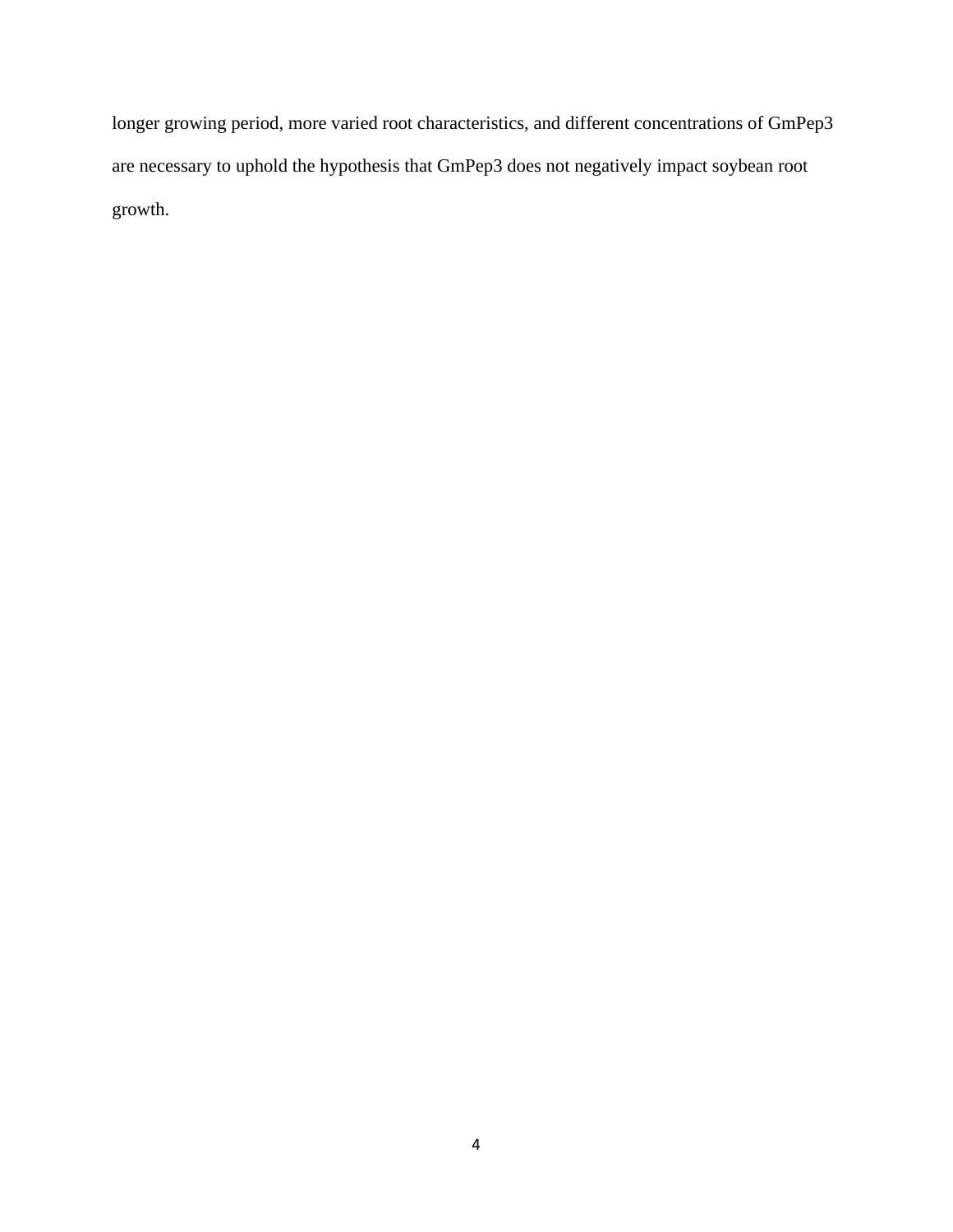longer growing period, more varied root characteristics, and different concentrations of GmPep3 are necessary to uphold the hypothesis that GmPep3 does not negatively impact soybean root growth.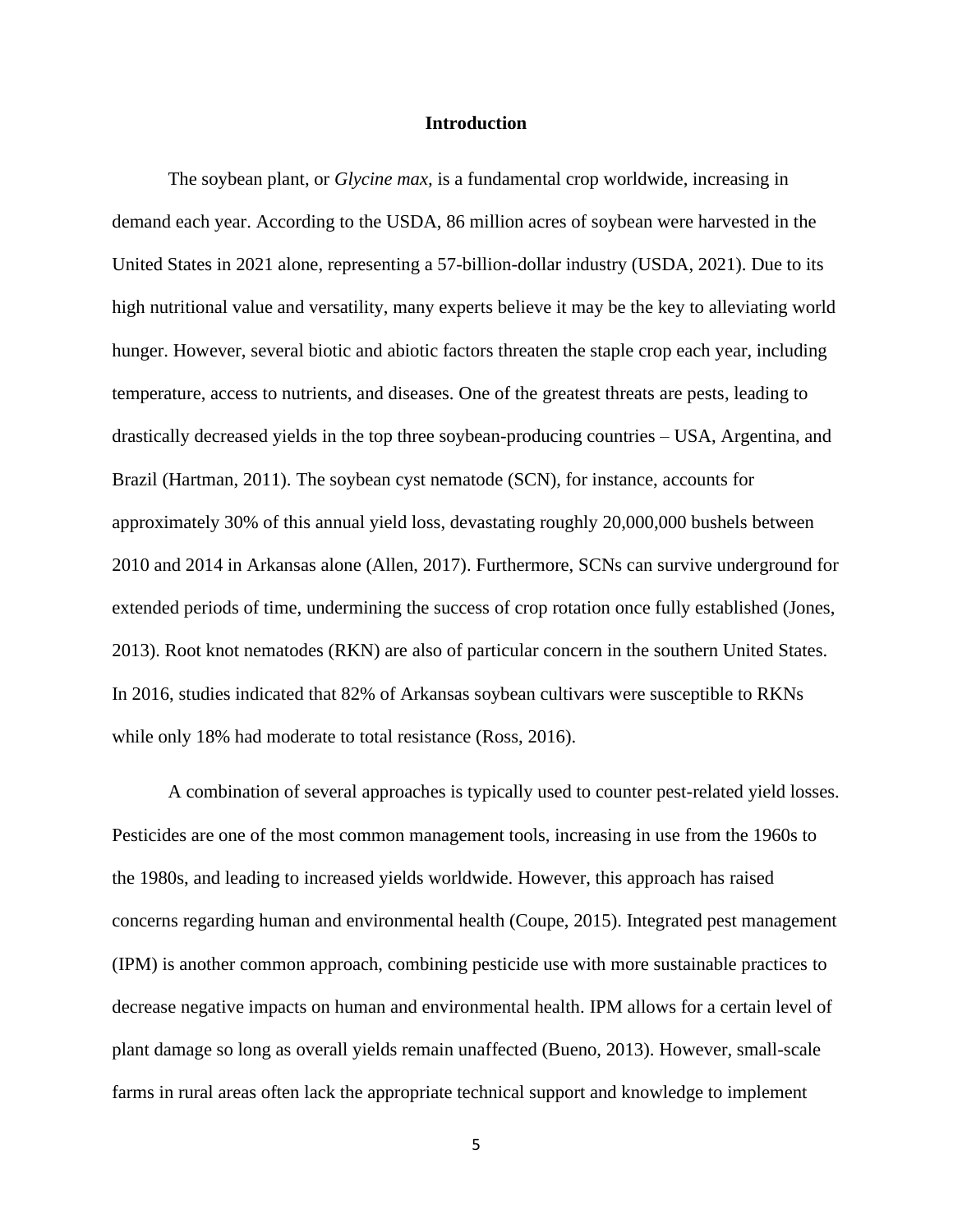# Introduction

The soybean plant, or *Glycine max,* is a fundamental crop worldwide, increasing in demand each year. According to the USDA, 86 million acres of soybean were harvested in the United States in 2021 alone, representing a 57-billion-dollar industry (USDA, 2021). Due to its high nutritional value and versatility, many experts believe it may be the key to alleviating world hunger. However, several biotic and abiotic factors threaten the staple crop each year, including temperature, access to nutrients, and diseases. One of the greatest threats are pests, leading to drastically decreased yields in the top three soybean-producing countries – USA, Argentina, and Brazil (Hartman, 2011). The soybean cyst nematode (SCN), for instance, accounts for approximately 30% of this annual yield loss, devastating roughly 20,000,000 bushels between 2010 and 2014 in Arkansas alone (Allen, 2017). Furthermore, SCNs can survive underground for extended periods of time, undermining the success of crop rotation once fully established (Jones, 2013). Root knot nematodes (RKN) are also of particular concern in the southern United States. In 2016, studies indicated that 82% of Arkansas soybean cultivars were susceptible to RKNs while only 18% had moderate to total resistance (Ross, 2016).

A combination of several approaches is typically used to counter pest-related yield losses. Pesticides are one of the most common management tools, increasing in use from the 1960s to the 1980s, and leading to increased yields worldwide. However, this approach has raised concerns regarding human and environmental health (Coupe, 2015). Integrated pest management (IPM) is another common approach, combining pesticide use with more sustainable practices to decrease negative impacts on human and environmental health. IPM allows for a certain level of plant damage so long as overall yields remain unaffected (Bueno, 2013). However, small-scale farms in rural areas often lack the appropriate technical support and knowledge to implement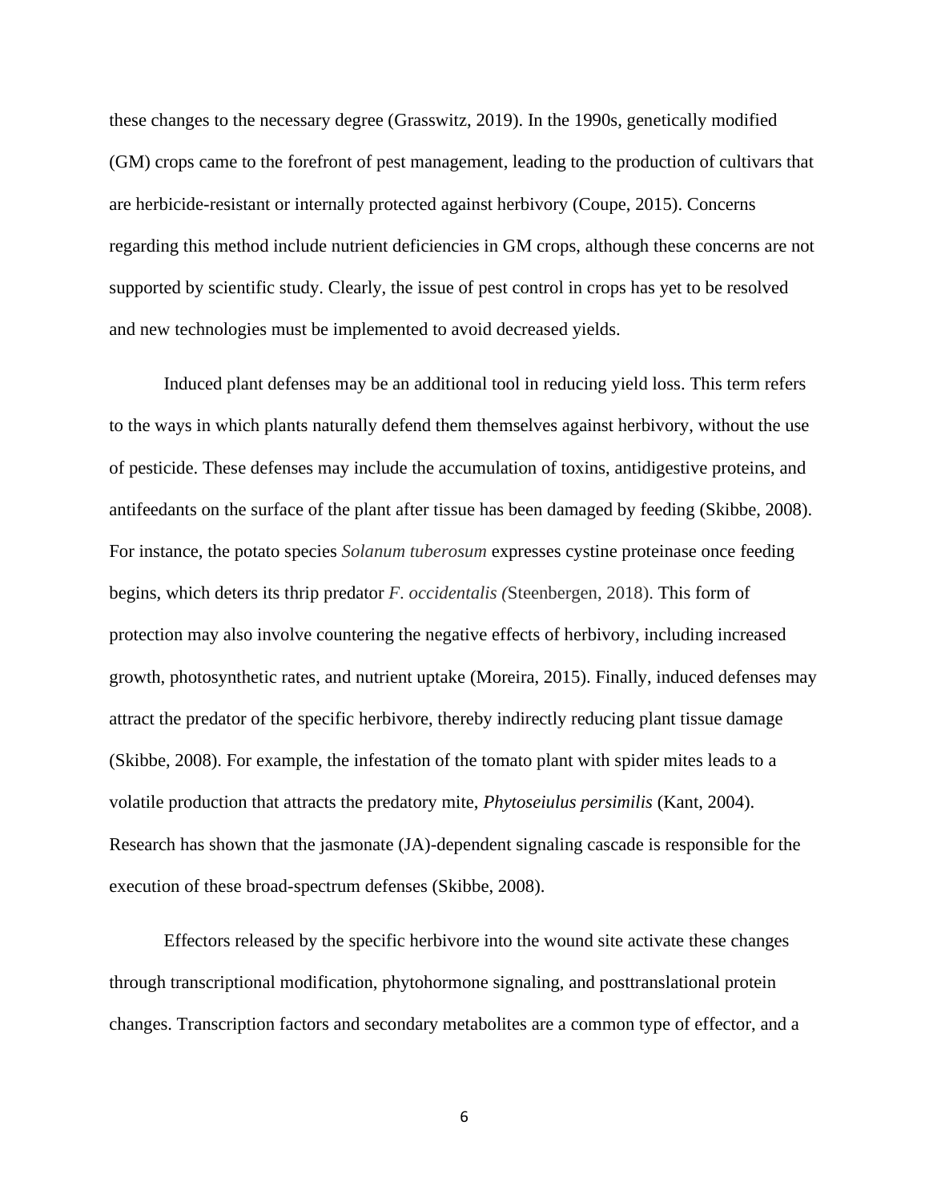these changes to the necessary degree (Grasswitz, 2019). In the 1990s, genetically modified (GM) crops came to the forefront of pest management, leading to the production of cultivars that are herbicide-resistant or internally protected against herbivory (Coupe, 2015). Concerns regarding this method include nutrient deficiencies in GM crops, although these concerns are not supported by scientific study. Clearly, the issue of pest control in crops has yet to be resolved and new technologies must be implemented to avoid decreased yields.

Induced plant defenses may be an additional tool in reducing yield loss. This term refers to the ways in which plants naturally defend them themselves against herbivory, without the use of pesticide. These defenses may include the accumulation of toxins, antidigestive proteins, and antifeedants on the surface of the plant after tissue has been damaged by feeding (Skibbe, 2008). For instance, the potato species *Solanum tuberosum* expresses cystine proteinase once feeding begins, which deters its thrip predator *F. occidentalis (*Steenbergen, 2018). This form of protection may also involve countering the negative effects of herbivory, including increased growth, photosynthetic rates, and nutrient uptake (Moreira, 2015). Finally, induced defenses may attract the predator of the specific herbivore, thereby indirectly reducing plant tissue damage (Skibbe, 2008). For example, the infestation of the tomato plant with spider mites leads to a volatile production that attracts the predatory mite, *Phytoseiulus persimilis* (Kant, 2004). Research has shown that the jasmonate (JA)-dependent signaling cascade is responsible for the execution of these broad-spectrum defenses (Skibbe, 2008).

Effectors released by the specific herbivore into the wound site activate these changes through transcriptional modification, phytohormone signaling, and posttranslational protein changes. Transcription factors and secondary metabolites are a common type of effector, and a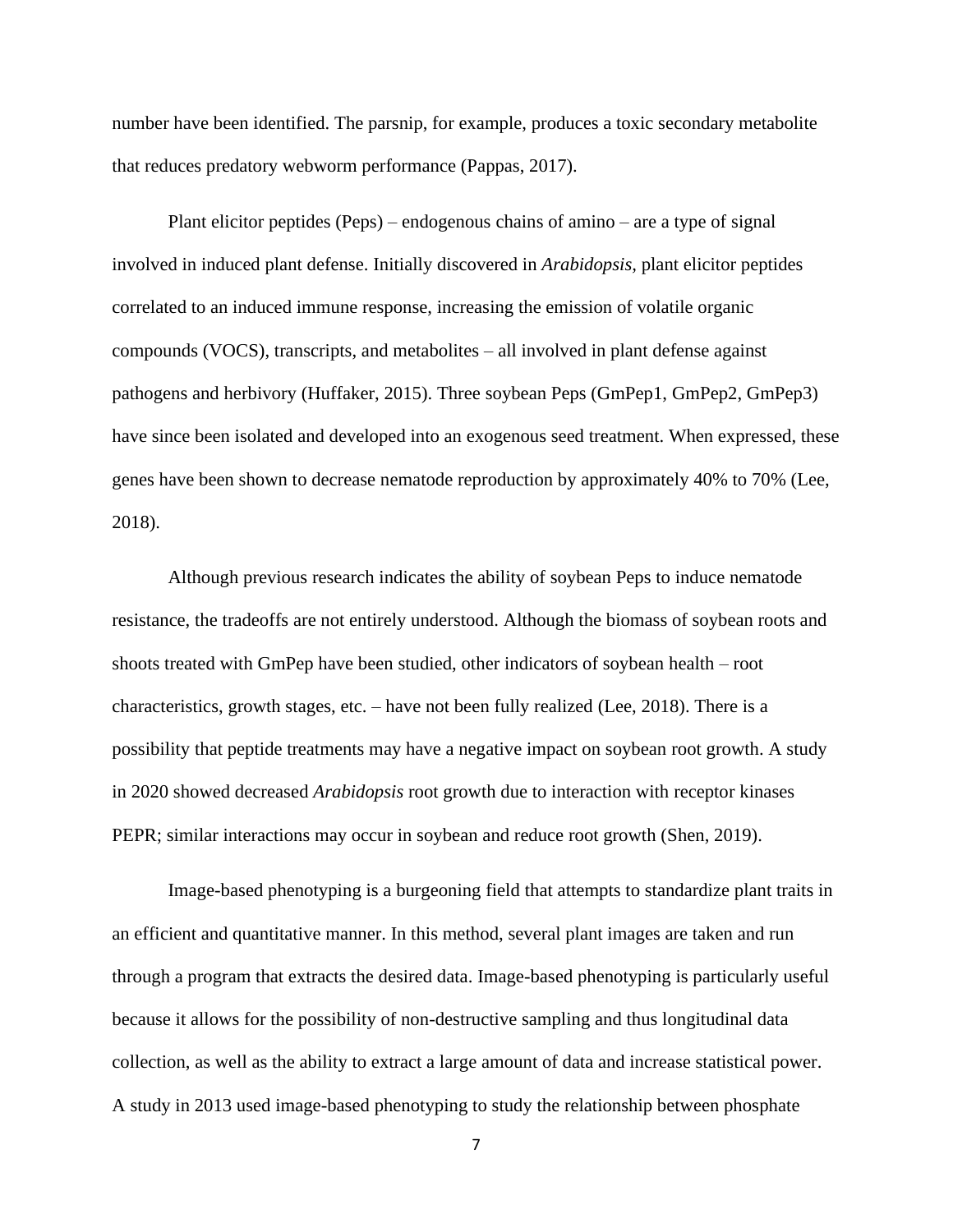number have been identified. The parsnip, for example, produces a toxic secondary metabolite that reduces predatory webworm performance (Pappas, 2017).

Plant elicitor peptides (Peps) – endogenous chains of amino – are a type of signal involved in induced plant defense. Initially discovered in *Arabidopsis*, plant elicitor peptides correlated to an induced immune response, increasing the emission of volatile organic compounds (VOCS), transcripts, and metabolites – all involved in plant defense against pathogens and herbivory (Huffaker, 2015). Three soybean Peps (GmPep1, GmPep2, GmPep3) have since been isolated and developed into an exogenous seed treatment. When expressed, these genes have been shown to decrease nematode reproduction by approximately 40% to 70% (Lee, 2018).

Although previous research indicates the ability of soybean Peps to induce nematode resistance, the tradeoffs are not entirely understood. Although the biomass of soybean roots and shoots treated with GmPep have been studied, other indicators of soybean health – root characteristics, growth stages, etc. – have not been fully realized (Lee, 2018). There is a possibility that peptide treatments may have a negative impact on soybean root growth. A study in 2020 showed decreased *Arabidopsis* root growth due to interaction with receptor kinases PEPR; similar interactions may occur in soybean and reduce root growth (Shen, 2019).

Image-based phenotyping is a burgeoning field that attempts to standardize plant traits in an efficient and quantitative manner. In this method, several plant images are taken and run through a program that extracts the desired data. Image-based phenotyping is particularly useful because it allows for the possibility of non-destructive sampling and thus longitudinal data collection, as well as the ability to extract a large amount of data and increase statistical power. A study in 2013 used image-based phenotyping to study the relationship between phosphate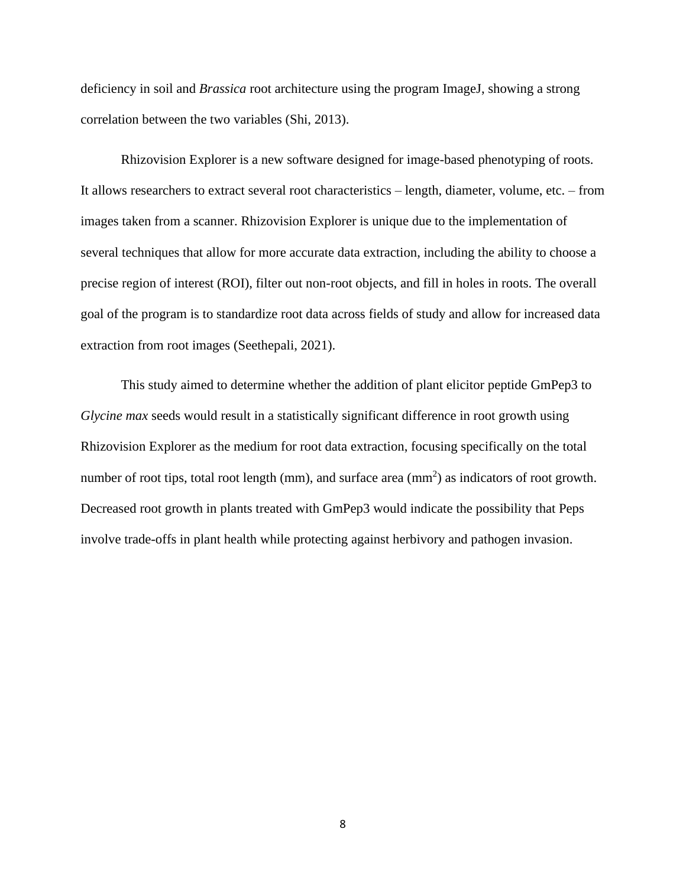deficiency in soil and *Brassica* root architecture using the program ImageJ, showing a strong correlation between the two variables (Shi, 2013).

Rhizovision Explorer is a new software designed for image-based phenotyping of roots. It allows researchers to extract several root characteristics – length, diameter, volume, etc. – from images taken from a scanner. Rhizovision Explorer is unique due to the implementation of several techniques that allow for more accurate data extraction, including the ability to choose a precise region of interest (ROI), filter out non-root objects, and fill in holes in roots. The overall goal of the program is to standardize root data across fields of study and allow for increased data extraction from root images (Seethepali, 2021).

This study aimed to determine whether the addition of plant elicitor peptide GmPep3 to *Glycine max* seeds would result in a statistically significant difference in root growth using Rhizovision Explorer as the medium for root data extraction, focusing specifically on the total number of root tips, total root length (mm), and surface area ($mm^2$) as indicators of root growth. Decreased root growth in plants treated with GmPep3 would indicate the possibility that Peps involve trade-offs in plant health while protecting against herbivory and pathogen invasion.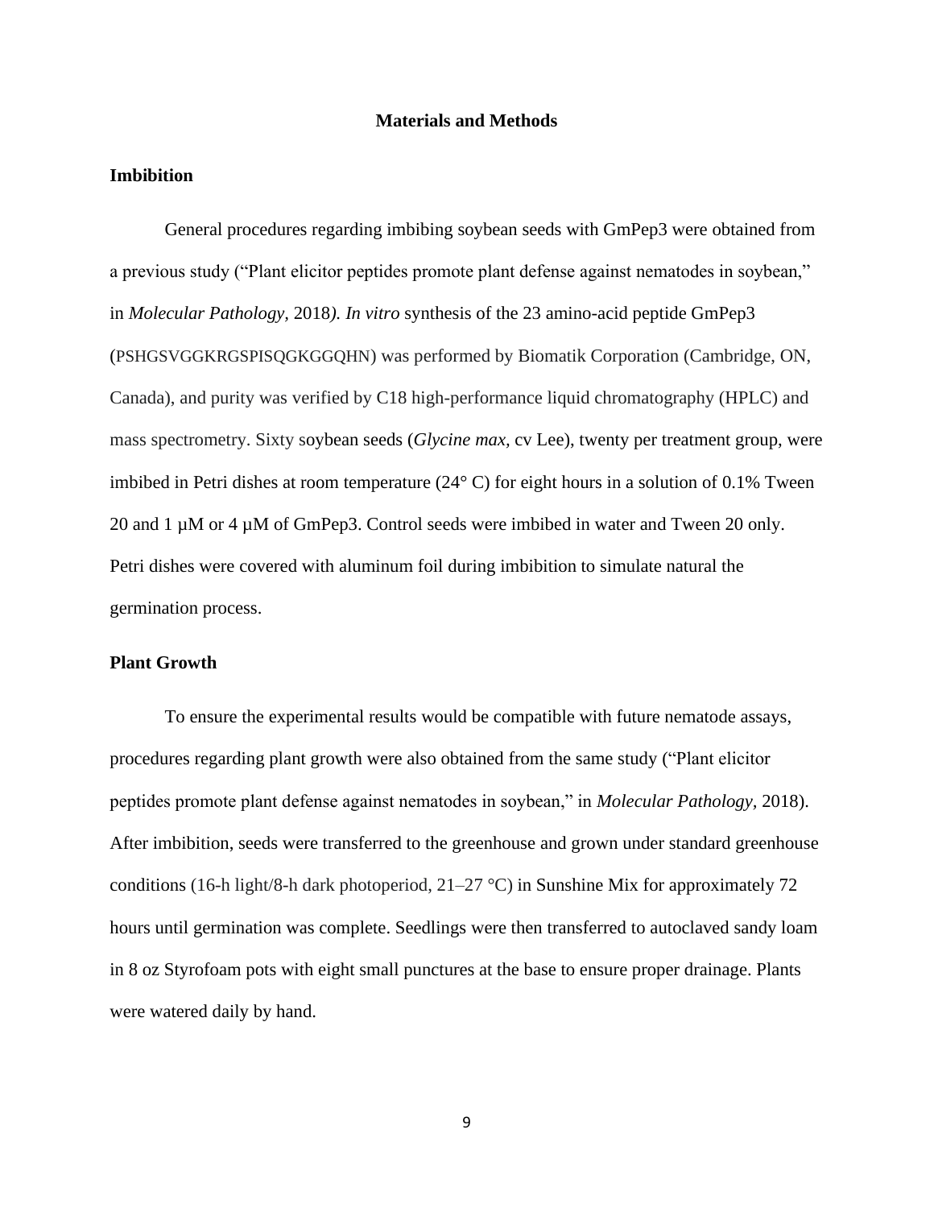# Materials and Methods

## Imbibition

General procedures regarding imbibing soybean seeds with GmPep3 were obtained from a previous study ("Plant elicitor peptides promote plant defense against nematodes in soybean," in *Molecular Pathology,* 2018*). In vitro* synthesis of the 23 amino-acid peptide GmPep3 (PSHGSVGGKRGSPISQGKGGQHN) was performed by Biomatik Corporation (Cambridge, ON, Canada), and purity was verified by C18 high-performance liquid chromatography (HPLC) and mass spectrometry. Sixty soybean seeds (*Glycine max,* cv Lee), twenty per treatment group, were imbibed in Petri dishes at room temperature (24° C) for eight hours in a solution of 0.1% Tween 20 and 1 µM or 4 µM of GmPep3. Control seeds were imbibed in water and Tween 20 only. Petri dishes were covered with aluminum foil during imbibition to simulate natural the germination process.

## Plant Growth

To ensure the experimental results would be compatible with future nematode assays, procedures regarding plant growth were also obtained from the same study ("Plant elicitor peptides promote plant defense against nematodes in soybean," in *Molecular Pathology*, 2018). After imbibition, seeds were transferred to the greenhouse and grown under standard greenhouse conditions (16-h light/8-h dark photoperiod, 21–27 °C) in Sunshine Mix for approximately 72 hours until germination was complete. Seedlings were then transferred to autoclaved sandy loam in 8 oz Styrofoam pots with eight small punctures at the base to ensure proper drainage. Plants were watered daily by hand.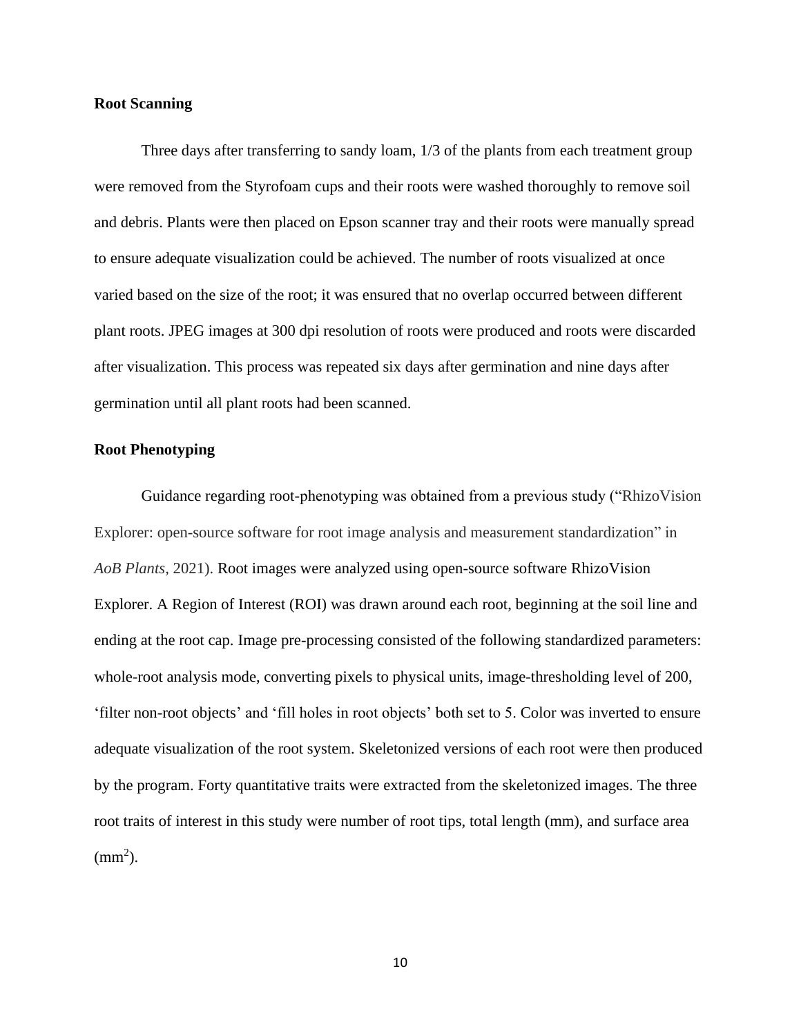**Root Scanning**

Three days after transferring to sandy loam, 1/3 of the plants from each treatment group were removed from the Styrofoam cups and their roots were washed thoroughly to remove soil and debris. Plants were then placed on Epson scanner tray and their roots were manually spread to ensure adequate visualization could be achieved. The number of roots visualized at once varied based on the size of the root; it was ensured that no overlap occurred between different plant roots. JPEG images at 300 dpi resolution of roots were produced and roots were discarded after visualization. This process was repeated six days after germination and nine days after germination until all plant roots had been scanned.

**Root Phenotyping**

Guidance regarding root-phenotyping was obtained from a previous study ("RhizoVision Explorer: open-source software for root image analysis and measurement standardization" in *AoB Plants*, 2021). Root images were analyzed using open-source software RhizoVision Explorer. A Region of Interest (ROI) was drawn around each root, beginning at the soil line and ending at the root cap. Image pre-processing consisted of the following standardized parameters: whole-root analysis mode, converting pixels to physical units, image-thresholding level of 200, 'filter non-root objects' and 'fill holes in root objects' both set to 5. Color was inverted to ensure adequate visualization of the root system. Skeletonized versions of each root were then produced by the program. Forty quantitative traits were extracted from the skeletonized images. The three root traits of interest in this study were number of root tips, total length (mm), and surface area ($mm^2$).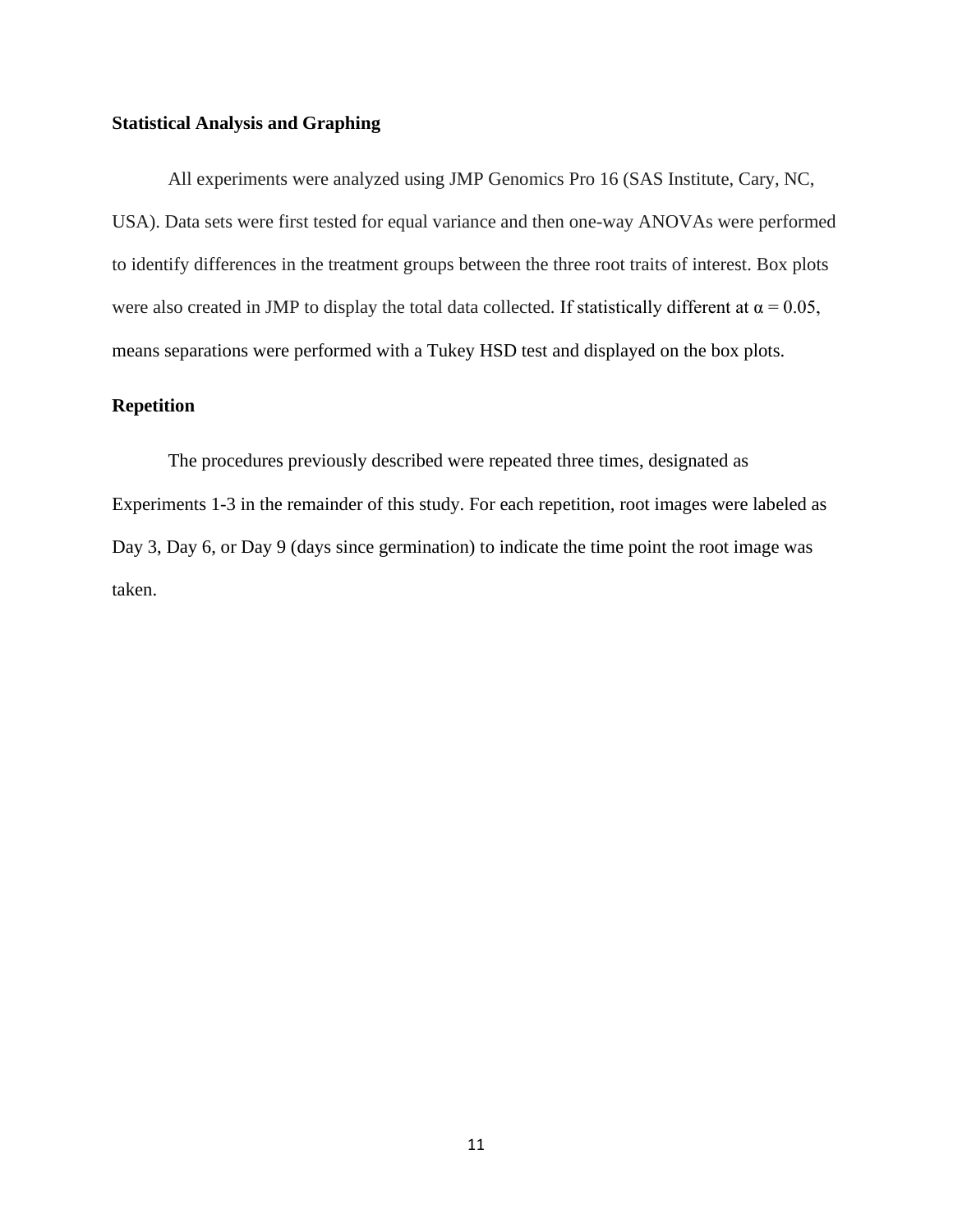## Statistical Analysis and Graphing

All experiments were analyzed using JMP Genomics Pro 16 (SAS Institute, Cary, NC, USA). Data sets were first tested for equal variance and then one-way ANOVAs were performed to identify differences in the treatment groups between the three root traits of interest. Box plots were also created in JMP to display the total data collected. If statistically different at $\alpha = 0.05$, means separations were performed with a Tukey HSD test and displayed on the box plots.

## Repetition

The procedures previously described were repeated three times, designated as Experiments 1-3 in the remainder of this study. For each repetition, root images were labeled as Day 3, Day 6, or Day 9 (days since germination) to indicate the time point the root image was taken.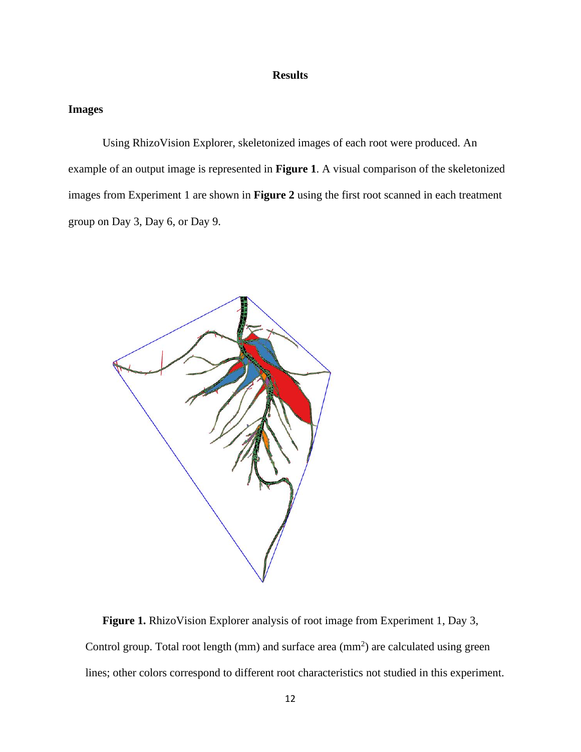# Results

## Images

Using RhizoVision Explorer, skeletonized images of each root were produced. An example of an output image is represented in **Figure 1**. A visual comparison of the skeletonized images from Experiment 1 are shown in **Figure 2** using the first root scanned in each treatment group on Day 3, Day 6, or Day 9.

**Figure 1.** RhizoVision Explorer analysis of root image from Experiment 1, Day 3, Control group. Total root length (mm) and surface area ($mm^2$) are calculated using green lines; other colors correspond to different root characteristics not studied in this experiment.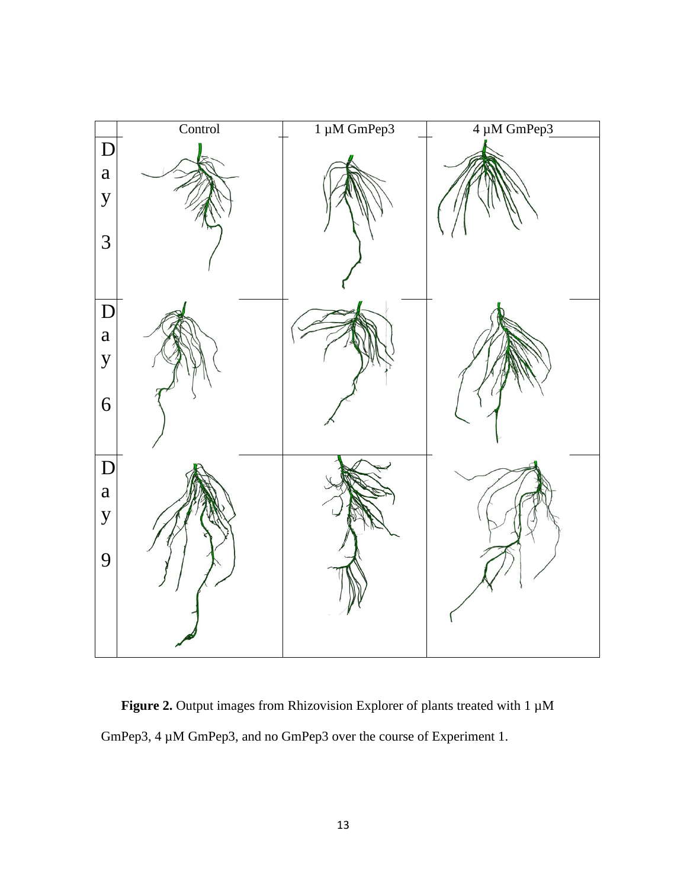| | Control | 1 µM GmPep3 | 4 µM GmPep3 |
| --- | --- | --- | --- |
| Day 3 | | | |
| Day 6 | | | |
| Day 9 | | | |

**Figure 2.** Output images from Rhizovision Explorer of plants treated with 1 µM GmPep3, 4 µM GmPep3, and no GmPep3 over the course of Experiment 1.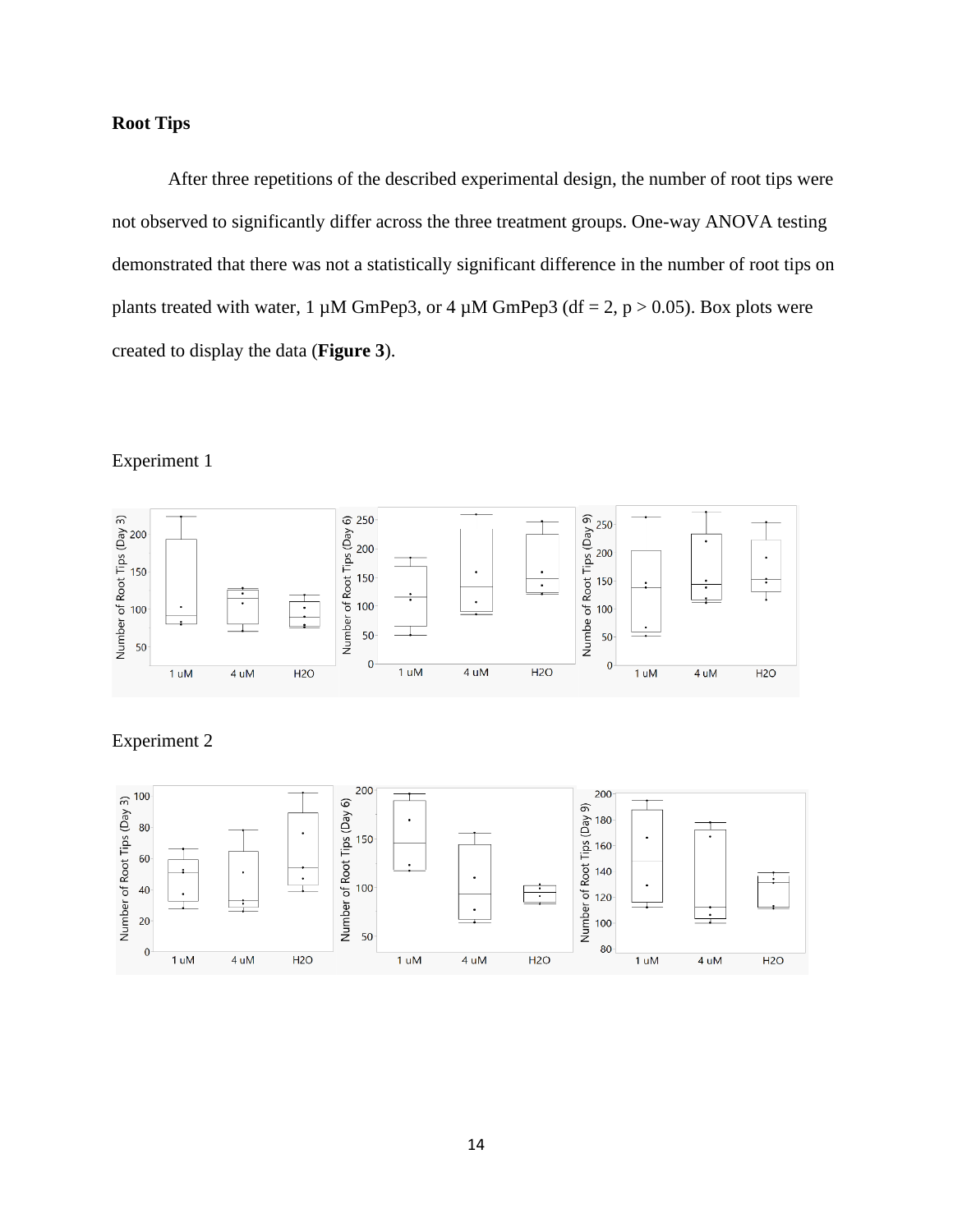**Root Tips**

After three repetitions of the described experimental design, the number of root tips were not observed to significantly differ across the three treatment groups. One-way ANOVA testing demonstrated that there was not a statistically significant difference in the number of root tips on plants treated with water, 1 µM GmPep3, or 4 µM GmPep3 (df = 2, $p > 0.05$). Box plots were created to display the data (**Figure 3**).

Experiment 1

Experiment 2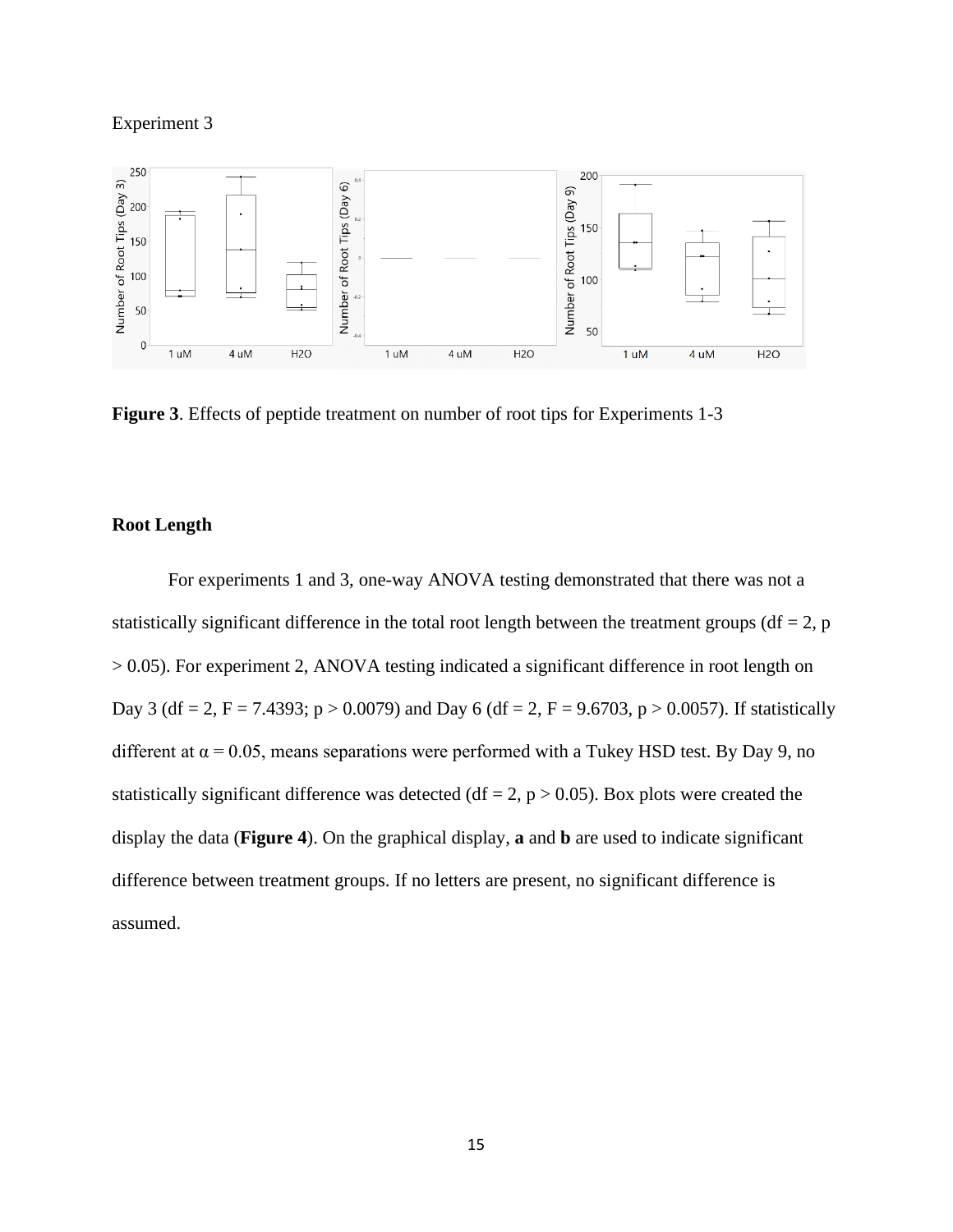Experiment 3

**Figure 3**. Effects of peptide treatment on number of root tips for Experiments 1-3

**Root Length**

For experiments 1 and 3, one-way ANOVA testing demonstrated that there was not a statistically significant difference in the total root length between the treatment groups (df = 2, $p > 0.05$). For experiment 2, ANOVA testing indicated a significant difference in root length on Day 3 (df = 2, F = 7.4393; $p > 0.0079$) and Day 6 (df = 2, F = 9.6703, $p > 0.0057$). If statistically different at $\alpha = 0.05$, means separations were performed with a Tukey HSD test. By Day 9, no statistically significant difference was detected (df = 2, $p > 0.05$). Box plots were created the display the data (**Figure 4**). On the graphical display, **a** and **b** are used to indicate significant difference between treatment groups. If no letters are present, no significant difference is assumed.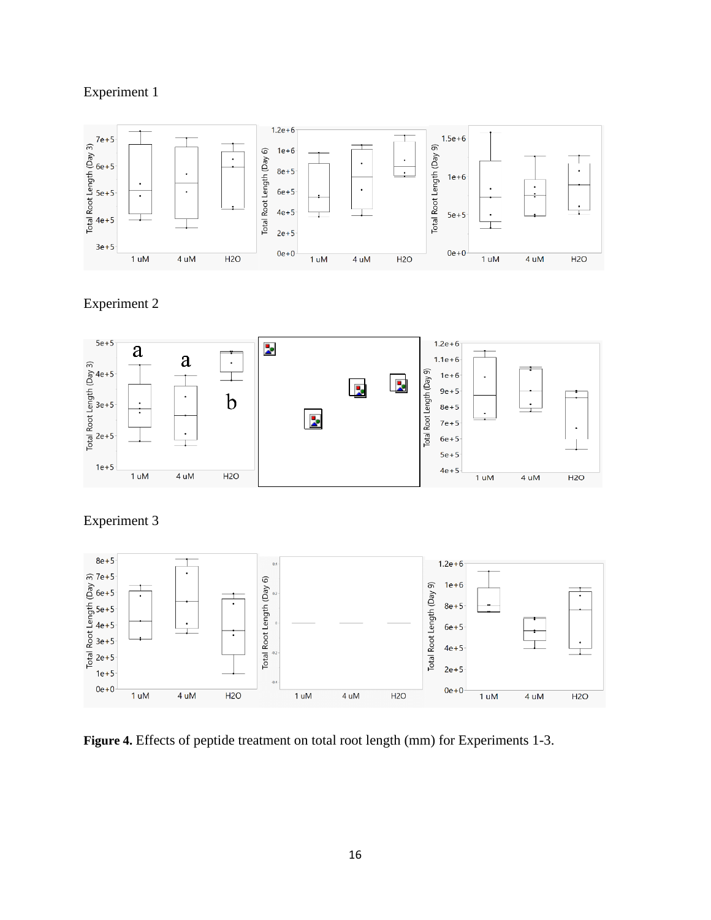Experiment 1

Experiment 2

Experiment 3

**Figure 4.** Effects of peptide treatment on total root length (mm) for Experiments 1-3.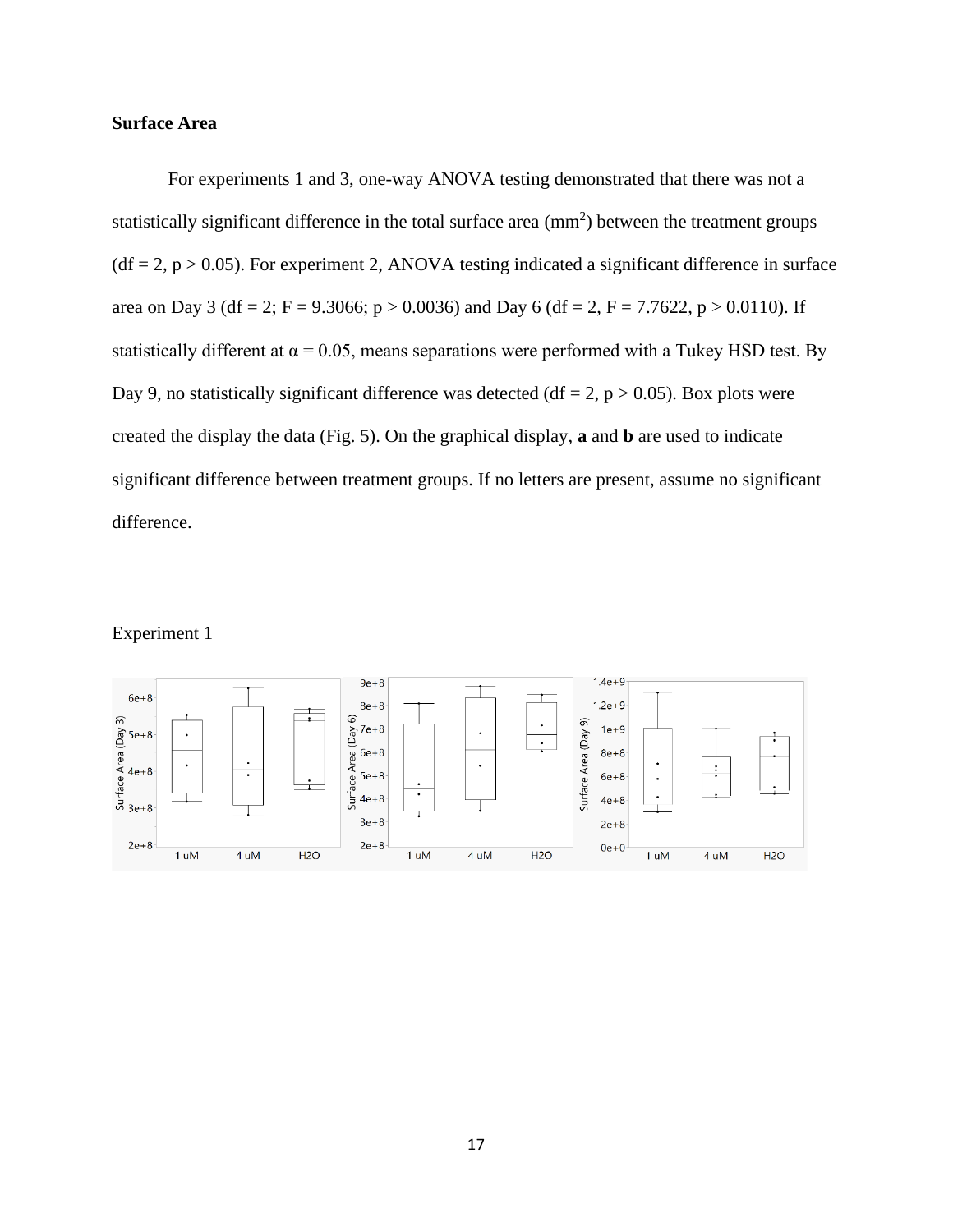**Surface Area**

For experiments 1 and 3, one-way ANOVA testing demonstrated that there was not a statistically significant difference in the total surface area ($mm^2$) between the treatment groups ($df = 2$, $p > 0.05$). For experiment 2, ANOVA testing indicated a significant difference in surface area on Day 3 ($df = 2$; $F = 9.3066$; $p > 0.0036$) and Day 6 ($df = 2$, $F = 7.7622$, $p > 0.0110$). If statistically different at $\alpha = 0.05$, means separations were performed with a Tukey HSD test. By Day 9, no statistically significant difference was detected ($df = 2$, $p > 0.05$). Box plots were created the display the data (Fig. 5). On the graphical display, **a** and **b** are used to indicate significant difference between treatment groups. If no letters are present, assume no significant difference.

Experiment 1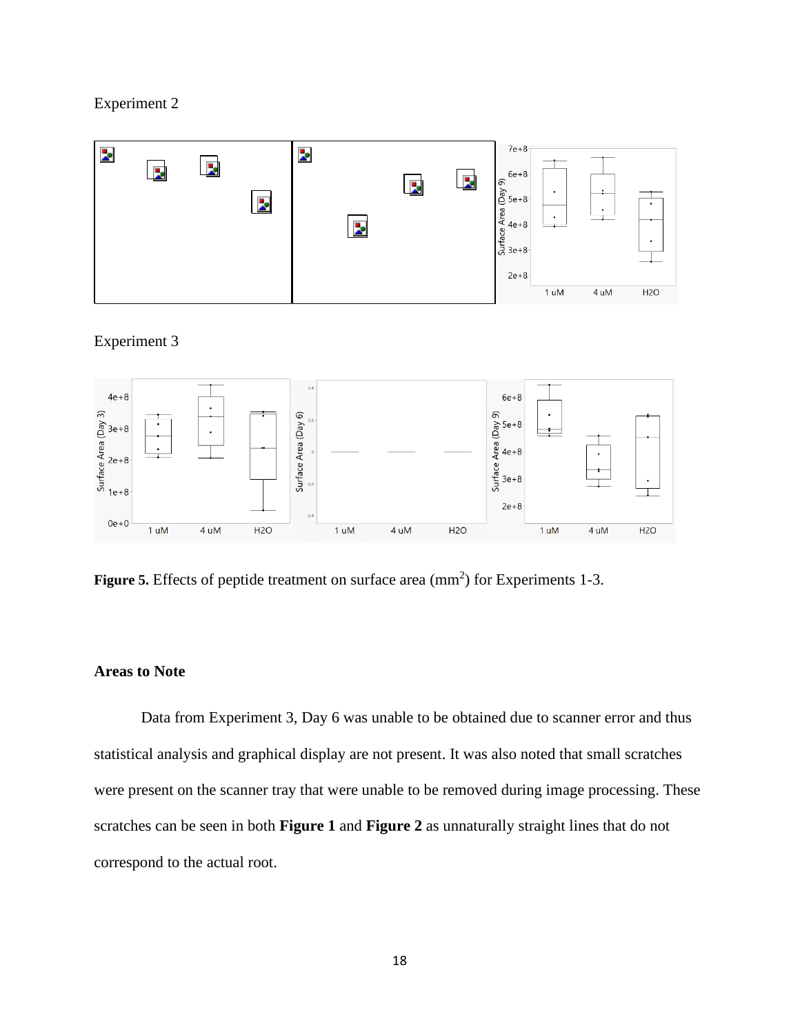Experiment 2

Experiment 3

**Figure 5.** Effects of peptide treatment on surface area ($mm^2$) for Experiments 1-3.

## Areas to Note

Data from Experiment 3, Day 6 was unable to be obtained due to scanner error and thus statistical analysis and graphical display are not present. It was also noted that small scratches were present on the scanner tray that were unable to be removed during image processing. These scratches can be seen in both **Figure 1** and **Figure 2** as unnaturally straight lines that do not correspond to the actual root.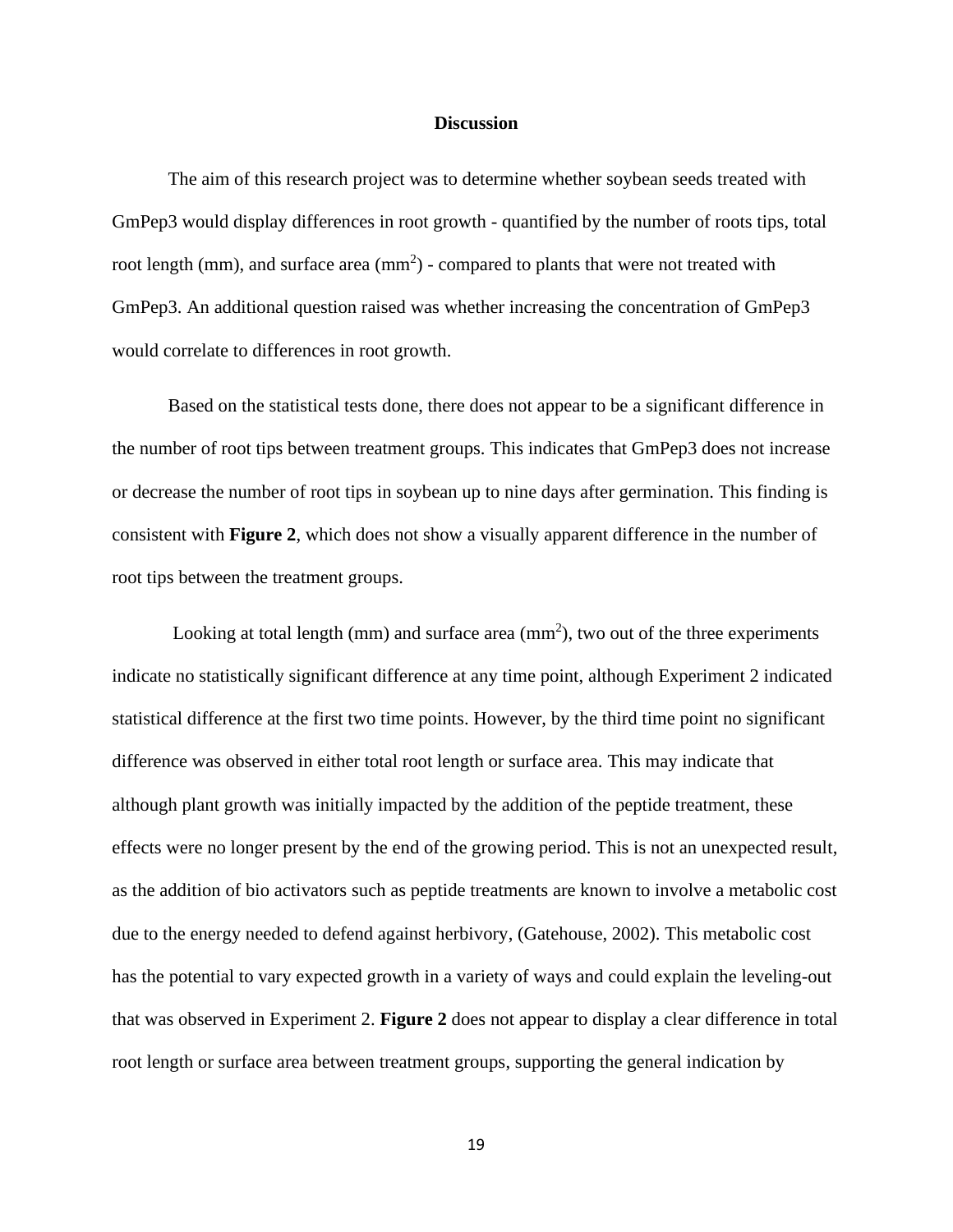# Discussion

The aim of this research project was to determine whether soybean seeds treated with GmPep3 would display differences in root growth - quantified by the number of roots tips, total root length (mm), and surface area ($mm^2$) - compared to plants that were not treated with GmPep3. An additional question raised was whether increasing the concentration of GmPep3 would correlate to differences in root growth.

Based on the statistical tests done, there does not appear to be a significant difference in the number of root tips between treatment groups. This indicates that GmPep3 does not increase or decrease the number of root tips in soybean up to nine days after germination. This finding is consistent with **Figure 2**, which does not show a visually apparent difference in the number of root tips between the treatment groups.

Looking at total length (mm) and surface area ($mm^2$), two out of the three experiments indicate no statistically significant difference at any time point, although Experiment 2 indicated statistical difference at the first two time points. However, by the third time point no significant difference was observed in either total root length or surface area. This may indicate that although plant growth was initially impacted by the addition of the peptide treatment, these effects were no longer present by the end of the growing period. This is not an unexpected result, as the addition of bio activators such as peptide treatments are known to involve a metabolic cost due to the energy needed to defend against herbivory, (Gatehouse, 2002). This metabolic cost has the potential to vary expected growth in a variety of ways and could explain the leveling-out that was observed in Experiment 2. **Figure 2** does not appear to display a clear difference in total root length or surface area between treatment groups, supporting the general indication by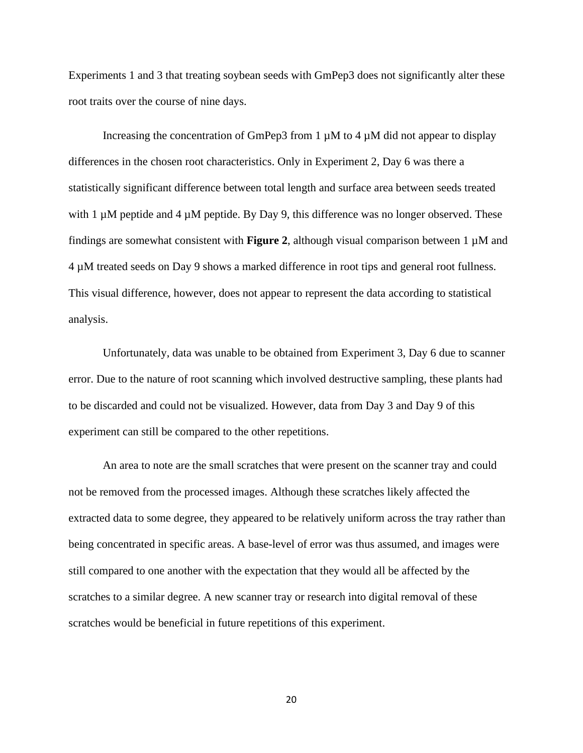Experiments 1 and 3 that treating soybean seeds with GmPep3 does not significantly alter these root traits over the course of nine days.

Increasing the concentration of GmPep3 from 1 µM to 4 µM did not appear to display differences in the chosen root characteristics. Only in Experiment 2, Day 6 was there a statistically significant difference between total length and surface area between seeds treated with 1 µM peptide and 4 µM peptide. By Day 9, this difference was no longer observed. These findings are somewhat consistent with **Figure 2**, although visual comparison between 1 µM and 4 µM treated seeds on Day 9 shows a marked difference in root tips and general root fullness. This visual difference, however, does not appear to represent the data according to statistical analysis.

Unfortunately, data was unable to be obtained from Experiment 3, Day 6 due to scanner error. Due to the nature of root scanning which involved destructive sampling, these plants had to be discarded and could not be visualized. However, data from Day 3 and Day 9 of this experiment can still be compared to the other repetitions.

An area to note are the small scratches that were present on the scanner tray and could not be removed from the processed images. Although these scratches likely affected the extracted data to some degree, they appeared to be relatively uniform across the tray rather than being concentrated in specific areas. A base-level of error was thus assumed, and images were still compared to one another with the expectation that they would all be affected by the scratches to a similar degree. A new scanner tray or research into digital removal of these scratches would be beneficial in future repetitions of this experiment.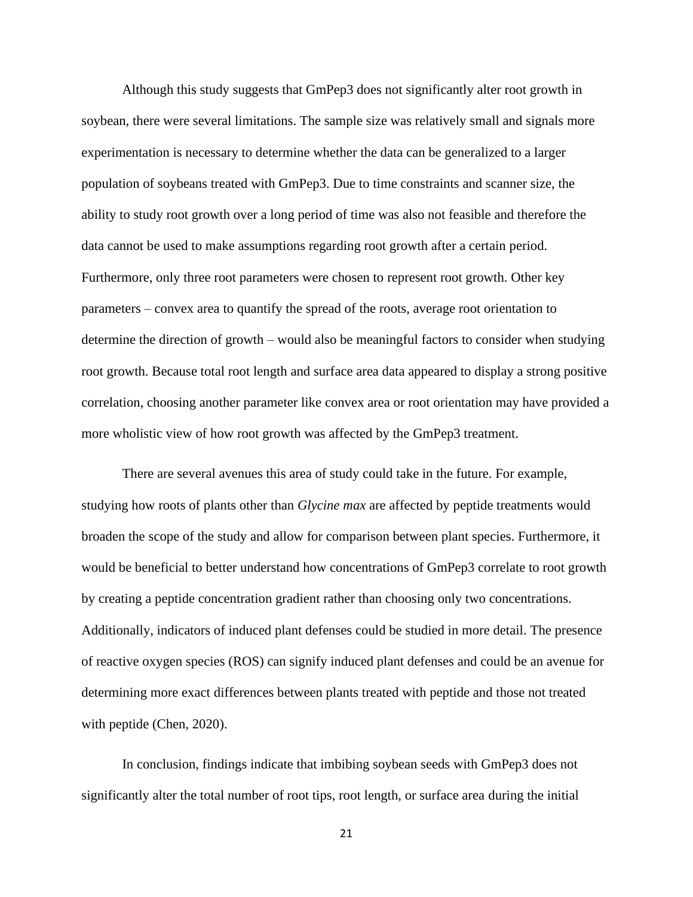Although this study suggests that GmPep3 does not significantly alter root growth in soybean, there were several limitations. The sample size was relatively small and signals more experimentation is necessary to determine whether the data can be generalized to a larger population of soybeans treated with GmPep3. Due to time constraints and scanner size, the ability to study root growth over a long period of time was also not feasible and therefore the data cannot be used to make assumptions regarding root growth after a certain period. Furthermore, only three root parameters were chosen to represent root growth. Other key parameters – convex area to quantify the spread of the roots, average root orientation to determine the direction of growth – would also be meaningful factors to consider when studying root growth. Because total root length and surface area data appeared to display a strong positive correlation, choosing another parameter like convex area or root orientation may have provided a more wholistic view of how root growth was affected by the GmPep3 treatment.

There are several avenues this area of study could take in the future. For example, studying how roots of plants other than *Glycine max* are affected by peptide treatments would broaden the scope of the study and allow for comparison between plant species. Furthermore, it would be beneficial to better understand how concentrations of GmPep3 correlate to root growth by creating a peptide concentration gradient rather than choosing only two concentrations. Additionally, indicators of induced plant defenses could be studied in more detail. The presence of reactive oxygen species (ROS) can signify induced plant defenses and could be an avenue for determining more exact differences between plants treated with peptide and those not treated with peptide (Chen, 2020).

In conclusion, findings indicate that imbibing soybean seeds with GmPep3 does not significantly alter the total number of root tips, root length, or surface area during the initial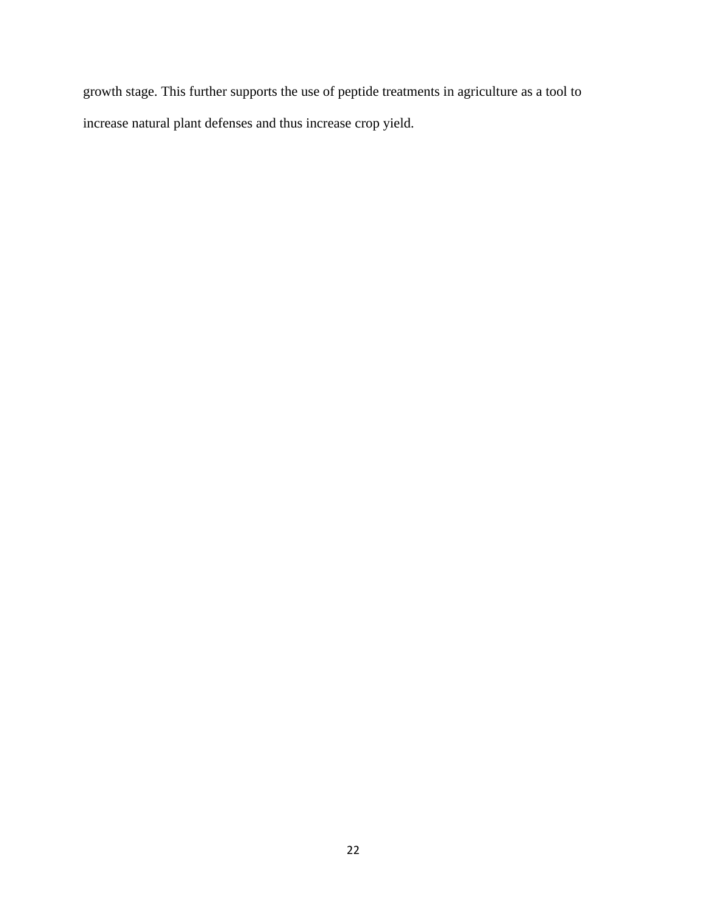growth stage. This further supports the use of peptide treatments in agriculture as a tool to increase natural plant defenses and thus increase crop yield.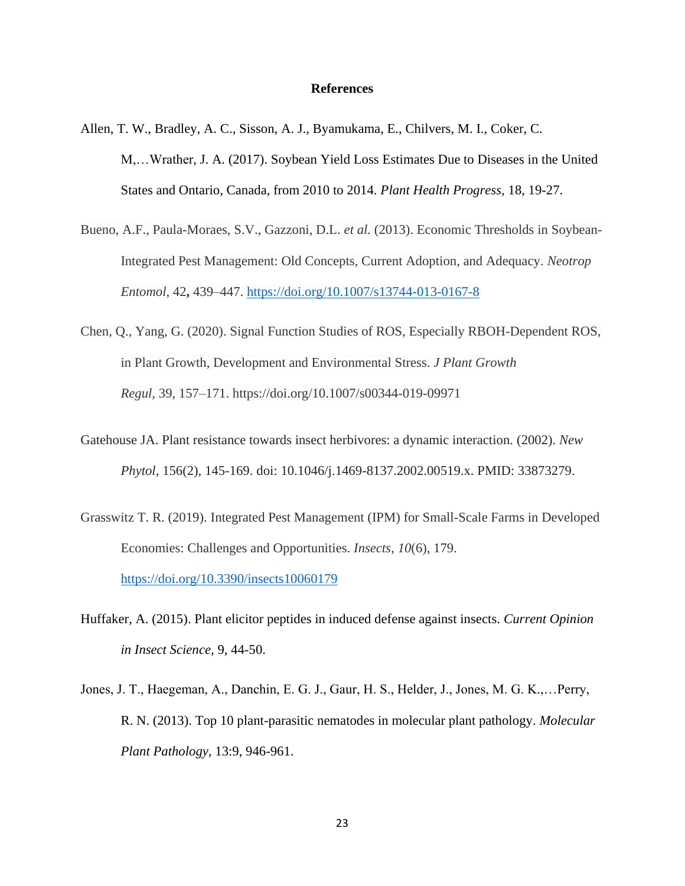# References

Allen, T. W., Bradley, A. C., Sisson, A. J., Byamukama, E., Chilvers, M. I., Coker, C. M,…Wrather, J. A. (2017). Soybean Yield Loss Estimates Due to Diseases in the United States and Ontario, Canada, from 2010 to 2014. *Plant Health Progress*, 18, 19-27.

Bueno, A.F., Paula-Moraes, S.V., Gazzoni, D.L. *et al.* (2013). Economic Thresholds in Soybean-Integrated Pest Management: Old Concepts, Current Adoption, and Adequacy. *Neotrop Entomol*, 42**,** 439–447. https://doi.org/10.1007/s13744-013-0167-8

Chen, Q., Yang, G. (2020). Signal Function Studies of ROS, Especially RBOH-Dependent ROS, in Plant Growth, Development and Environmental Stress. *J Plant Growth Regul*, 39, 157–171. https://doi.org/10.1007/s00344-019-09971

Gatehouse JA. Plant resistance towards insect herbivores: a dynamic interaction. (2002). *New Phytol*, 156(2), 145-169. doi: 10.1046/j.1469-8137.2002.00519.x. PMID: 33873279.

Grasswitz T. R. (2019). Integrated Pest Management (IPM) for Small-Scale Farms in Developed Economies: Challenges and Opportunities. *Insects*, *10*(6), 179. https://doi.org/10.3390/insects10060179

Huffaker, A. (2015). Plant elicitor peptides in induced defense against insects. *Current Opinion in Insect Science*, 9, 44-50.

Jones, J. T., Haegeman, A., Danchin, E. G. J., Gaur, H. S., Helder, J., Jones, M. G. K.,…Perry, R. N. (2013). Top 10 plant-parasitic nematodes in molecular plant pathology. *Molecular Plant Pathology*, 13:9, 946-961.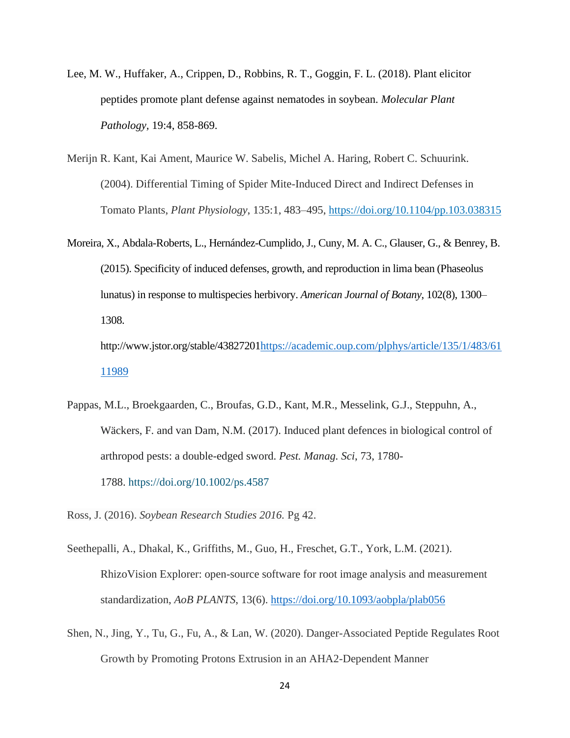Lee, M. W., Huffaker, A., Crippen, D., Robbins, R. T., Goggin, F. L. (2018). Plant elicitor peptides promote plant defense against nematodes in soybean. *Molecular Plant Pathology*, 19:4, 858-869.

Merijn R. Kant, Kai Ament, Maurice W. Sabelis, Michel A. Haring, Robert C. Schuurink. (2004). Differential Timing of Spider Mite-Induced Direct and Indirect Defenses in Tomato Plants, *Plant Physiology*, 135:1, 483–495, https://doi.org/10.1104/pp.103.038315

Moreira, X., Abdala-Roberts, L., Hernández-Cumplido, J., Cuny, M. A. C., Glauser, G., & Benrey, B. (2015). Specificity of induced defenses, growth, and reproduction in lima bean (Phaseolus lunatus) in response to multispecies herbivory. *American Journal of Botany*, 102(8), 1300–1308. http://www.jstor.org/stable/43827201https://academic.oup.com/plphys/article/135/1/483/6111989

Pappas, M.L., Broekgaarden, C., Broufas, G.D., Kant, M.R., Messelink, G.J., Steppuhn, A., Wäckers, F. and van Dam, N.M. (2017). Induced plant defences in biological control of arthropod pests: a double-edged sword. *Pest. Manag. Sci*, 73, 1780-1788. https://doi.org/10.1002/ps.4587

Ross, J. (2016). *Soybean Research Studies 2016.* Pg 42.

Seethepalli, A., Dhakal, K., Griffiths, M., Guo, H., Freschet, G.T., York, L.M. (2021). RhizoVision Explorer: open-source software for root image analysis and measurement standardization, *AoB PLANTS*, 13(6). https://doi.org/10.1093/aobpla/plab056

Shen, N., Jing, Y., Tu, G., Fu, A., & Lan, W. (2020). Danger-Associated Peptide Regulates Root Growth by Promoting Protons Extrusion in an AHA2-Dependent Manner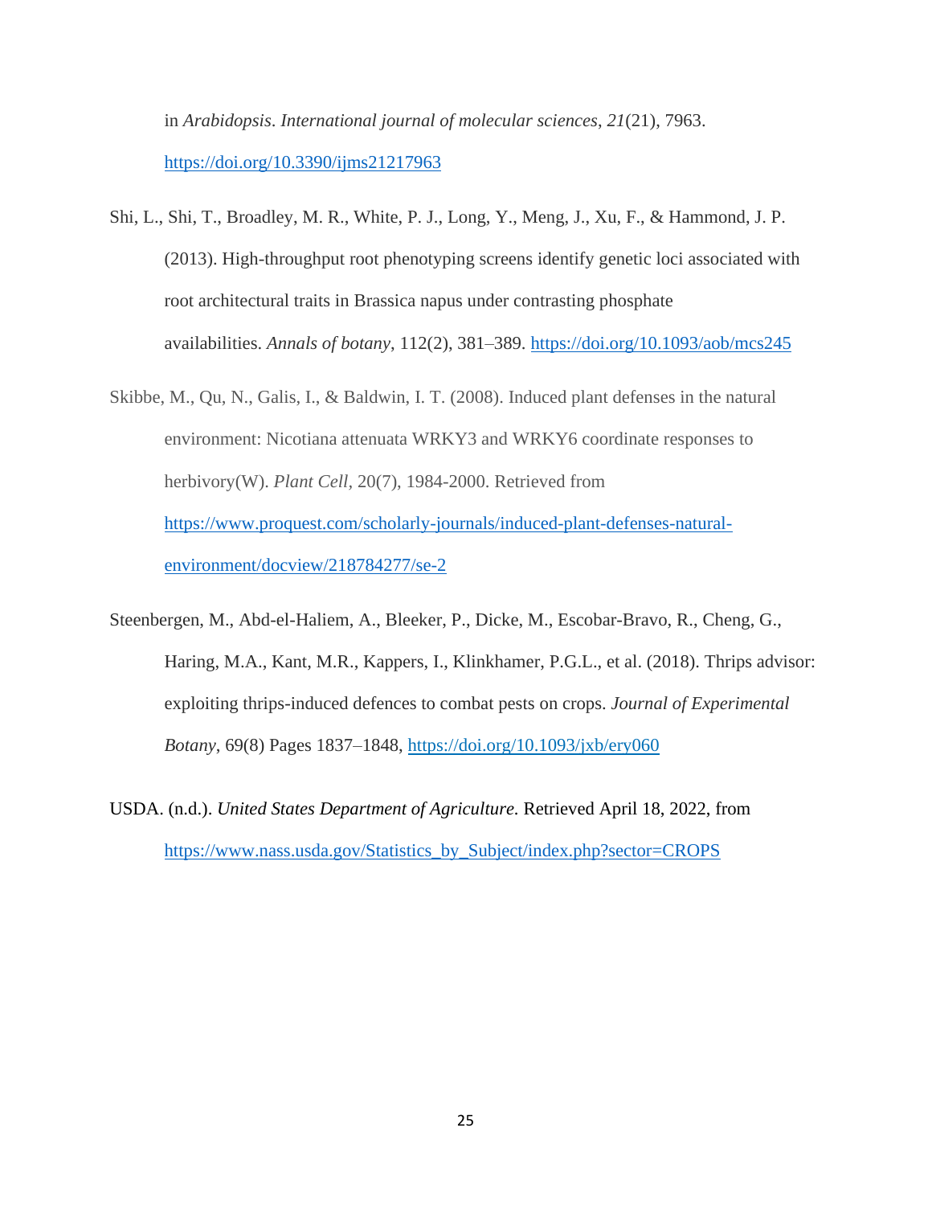in *Arabidopsis*. *International journal of molecular sciences*, *21*(21), 7963. https://doi.org/10.3390/ijms21217963

Shi, L., Shi, T., Broadley, M. R., White, P. J., Long, Y., Meng, J., Xu, F., & Hammond, J. P. (2013). High-throughput root phenotyping screens identify genetic loci associated with root architectural traits in Brassica napus under contrasting phosphate availabilities. *Annals of botany*, 112(2), 381–389. https://doi.org/10.1093/aob/mcs245

Skibbe, M., Qu, N., Galis, I., & Baldwin, I. T. (2008). Induced plant defenses in the natural environment: Nicotiana attenuata WRKY3 and WRKY6 coordinate responses to herbivory(W). *Plant Cell*, 20(7), 1984-2000. Retrieved from https://www.proquest.com/scholarly-journals/induced-plant-defenses-natural-environment/docview/218784277/se-2

Steenbergen, M., Abd-el-Haliem, A., Bleeker, P., Dicke, M., Escobar-Bravo, R., Cheng, G., Haring, M.A., Kant, M.R., Kappers, I., Klinkhamer, P.G.L., et al. (2018). Thrips advisor: exploiting thrips-induced defences to combat pests on crops. *Journal of Experimental Botany*, 69(8) Pages 1837–1848, https://doi.org/10.1093/jxb/ery060

USDA. (n.d.). *United States Department of Agriculture*. Retrieved April 18, 2022, from https://www.nass.usda.gov/Statistics_by_Subject/index.php?sector=CROPS